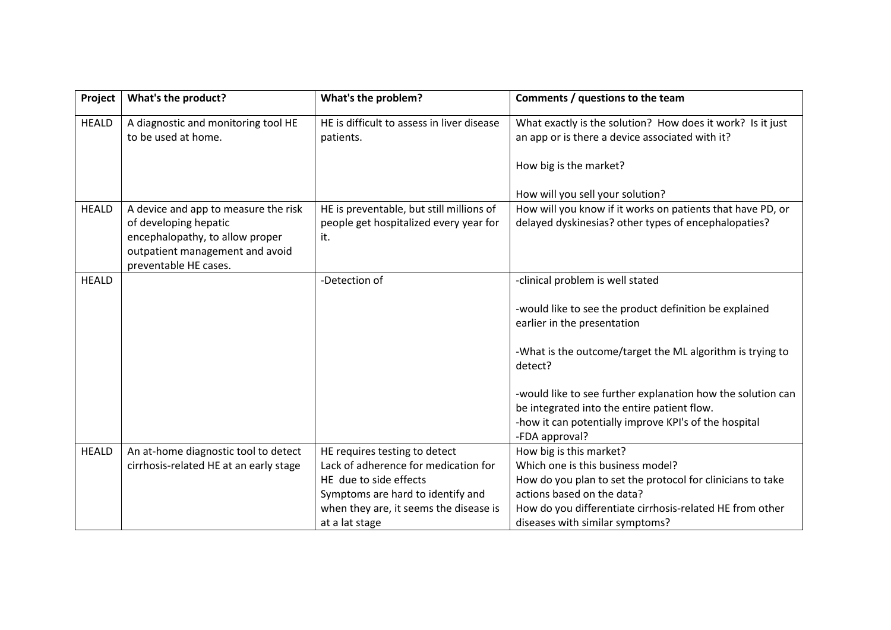| Project | What's the product? | What's the problem? | Comments / questions to the team |
|---|---|---|---|
| HEALD | A diagnostic and monitoring tool HE to be used at home. | HE is difficult to assess in liver disease patients. | What exactly is the solution? How does it work? Is it just an app or is there a device associated with it?<br><br>How big is the market?<br><br>How will you sell your solution? |
| HEALD | A device and app to measure the risk of developing hepatic encephalopathy, to allow proper outpatient management and avoid preventable HE cases. | HE is preventable, but still millions of people get hospitalized every year for it. | How will you know if it works on patients that have PD, or delayed dyskinesias? other types of encephalopaties? |
| HEALD | | -Detection of | -clinical problem is well stated<br><br>-would like to see the product definition be explained earlier in the presentation<br><br>-What is the outcome/target the ML algorithm is trying to detect?<br><br>-would like to see further explanation how the solution can be integrated into the entire patient flow.<br>-how it can potentially improve KPI's of the hospital<br>-FDA approval? |
| HEALD | An at-home diagnostic tool to detect cirrhosis-related HE at an early stage | HE requires testing to detect<br>Lack of adherence for medication for HE due to side effects<br>Symptoms are hard to identify and when they are, it seems the disease is at a lat stage | How big is this market?<br>Which one is this business model?<br>How do you plan to set the protocol for clinicians to take actions based on the data?<br>How do you differentiate cirrhosis-related HE from other diseases with similar symptoms? |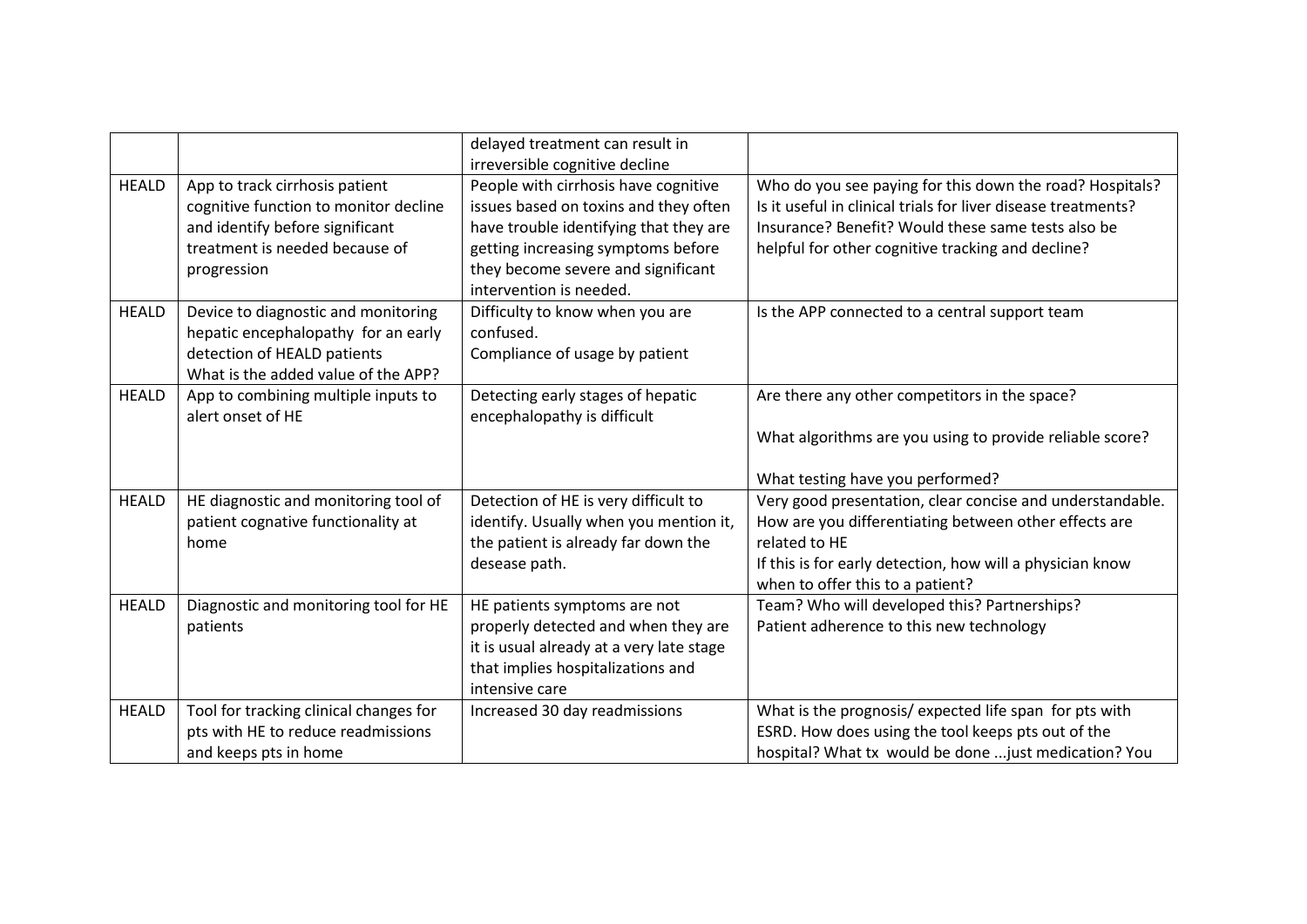| | | | |
|---|---|---|---|
| | | delayed treatment can result in irreversible cognitive decline | |
| HEALD | App to track cirrhosis patient cognitive function to monitor decline and identify before significant treatment is needed because of progression | People with cirrhosis have cognitive issues based on toxins and they often have trouble identifying that they are getting increasing symptoms before they become severe and significant intervention is needed. | Who do you see paying for this down the road? Hospitals? Is it useful in clinical trials for liver disease treatments? Insurance? Benefit? Would these same tests also be helpful for other cognitive tracking and decline? |
| HEALD | Device to diagnostic and monitoring hepatic encephalopathy for an early detection of HEALD patients<br>What is the added value of the APP? | Difficulty to know when you are confused.<br>Compliance of usage by patient | Is the APP connected to a central support team |
| HEALD | App to combining multiple inputs to alert onset of HE | Detecting early stages of hepatic encephalopathy is difficult | Are there any other competitors in the space?<br><br>What algorithms are you using to provide reliable score?<br><br>What testing have you performed? |
| HEALD | HE diagnostic and monitoring tool of patient cognative functionality at home | Detection of HE is very difficult to identify. Usually when you mention it, the patient is already far down the desease path. | Very good presentation, clear concise and understandable. How are you differentiating between other effects are related to HE<br>If this is for early detection, how will a physician know when to offer this to a patient? |
| HEALD | Diagnostic and monitoring tool for HE patients | HE patients symptoms are not properly detected and when they are it is usual already at a very late stage that implies hospitalizations and intensive care | Team? Who will developed this? Partnerships?<br>Patient adherence to this new technology |
| HEALD | Tool for tracking clinical changes for pts with HE to reduce readmissions and keeps pts in home | Increased 30 day readmissions | What is the prognosis/ expected life span for pts with ESRD. How does using the tool keeps pts out of the hospital? What tx would be done ...just medication? You |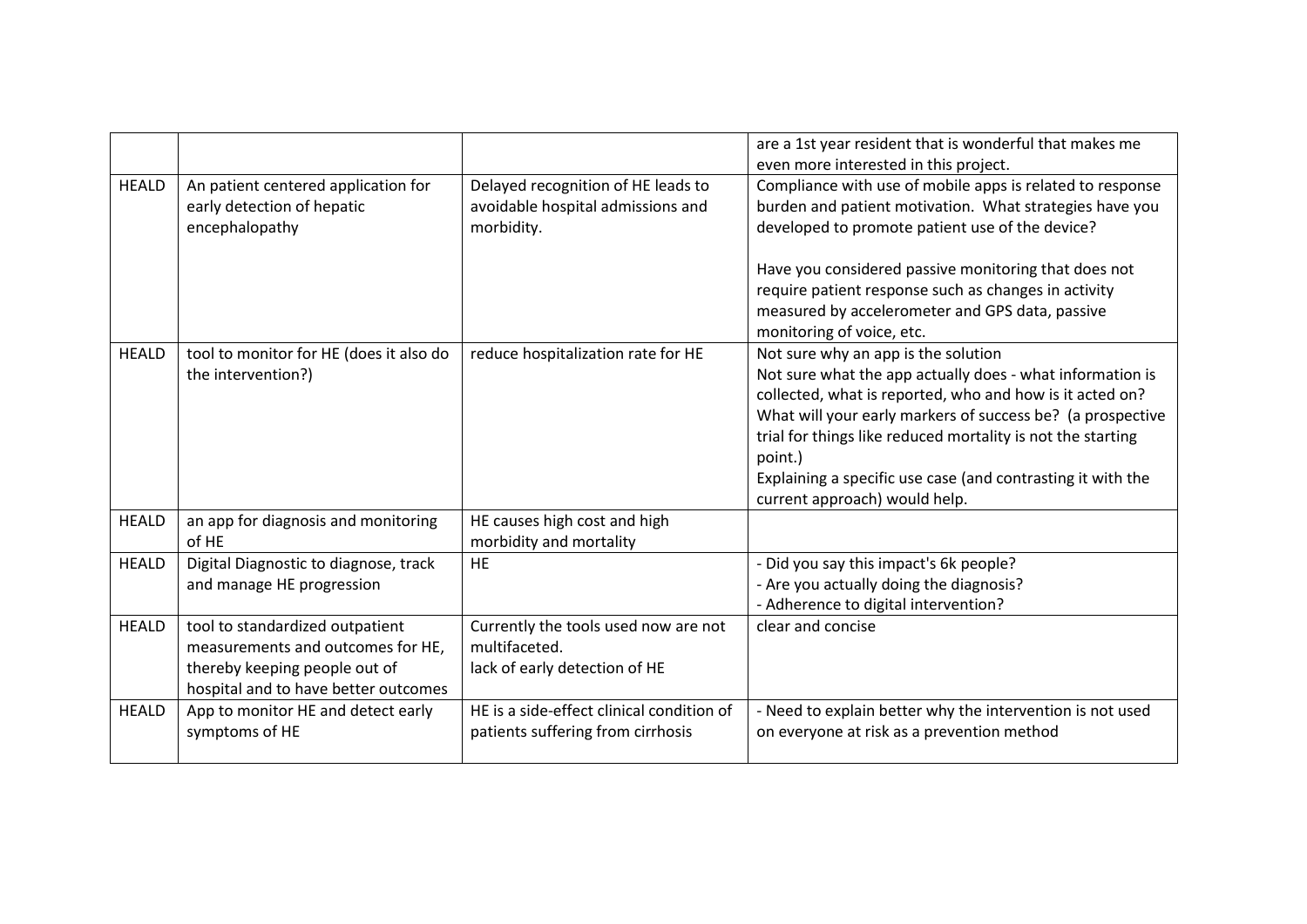| | | | |
|---|---|---|---|
| | | | are a 1st year resident that is wonderful that makes me even more interested in this project. |
| HEALD | An patient centered application for early detection of hepatic encephalopathy | Delayed recognition of HE leads to avoidable hospital admissions and morbidity. | Compliance with use of mobile apps is related to response burden and patient motivation. What strategies have you developed to promote patient use of the device?<br><br>Have you considered passive monitoring that does not require patient response such as changes in activity measured by accelerometer and GPS data, passive monitoring of voice, etc. |
| HEALD | tool to monitor for HE (does it also do the intervention?) | reduce hospitalization rate for HE | Not sure why an app is the solution<br>Not sure what the app actually does - what information is collected, what is reported, who and how is it acted on?<br>What will your early markers of success be? (a prospective trial for things like reduced mortality is not the starting point.)<br>Explaining a specific use case (and contrasting it with the current approach) would help. |
| HEALD | an app for diagnosis and monitoring of HE | HE causes high cost and high morbidity and mortality | |
| HEALD | Digital Diagnostic to diagnose, track and manage HE progression | HE | - Did you say this impact's 6k people?<br>- Are you actually doing the diagnosis?<br>- Adherence to digital intervention? |
| HEALD | tool to standardized outpatient measurements and outcomes for HE, thereby keeping people out of hospital and to have better outcomes | Currently the tools used now are not multifaceted.<br>lack of early detection of HE | clear and concise |
| HEALD | App to monitor HE and detect early symptoms of HE | HE is a side-effect clinical condition of patients suffering from cirrhosis | - Need to explain better why the intervention is not used on everyone at risk as a prevention method |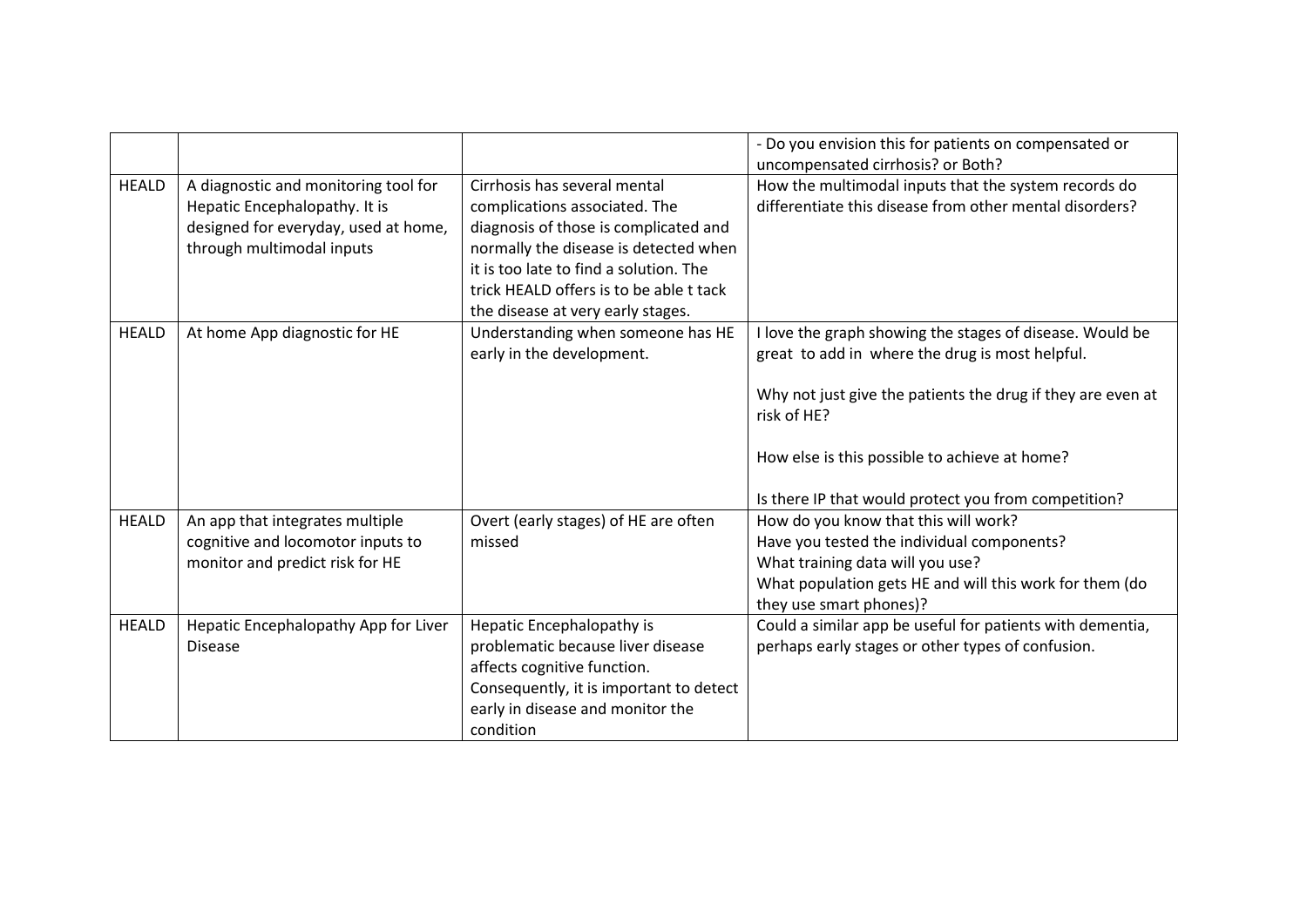| | | | |
|---|---|---|---|
| | | | - Do you envision this for patients on compensated or uncompensated cirrhosis? or Both? |
| HEALD | A diagnostic and monitoring tool for Hepatic Encephalopathy. It is designed for everyday, used at home, through multimodal inputs | Cirrhosis has several mental complications associated. The diagnosis of those is complicated and normally the disease is detected when it is too late to find a solution. The trick HEALD offers is to be able t tack the disease at very early stages. | How the multimodal inputs that the system records do differentiate this disease from other mental disorders? |
| HEALD | At home App diagnostic for HE | Understanding when someone has HE early in the development. | I love the graph showing the stages of disease. Would be great to add in where the drug is most helpful.<br><br>Why not just give the patients the drug if they are even at risk of HE?<br><br>How else is this possible to achieve at home?<br><br>Is there IP that would protect you from competition? |
| HEALD | An app that integrates multiple cognitive and locomotor inputs to monitor and predict risk for HE | Overt (early stages) of HE are often missed | How do you know that this will work?<br>Have you tested the individual components?<br>What training data will you use?<br>What population gets HE and will this work for them (do they use smart phones)? |
| HEALD | Hepatic Encephalopathy App for Liver Disease | Hepatic Encephalopathy is problematic because liver disease affects cognitive function. Consequently, it is important to detect early in disease and monitor the condition | Could a similar app be useful for patients with dementia, perhaps early stages or other types of confusion. |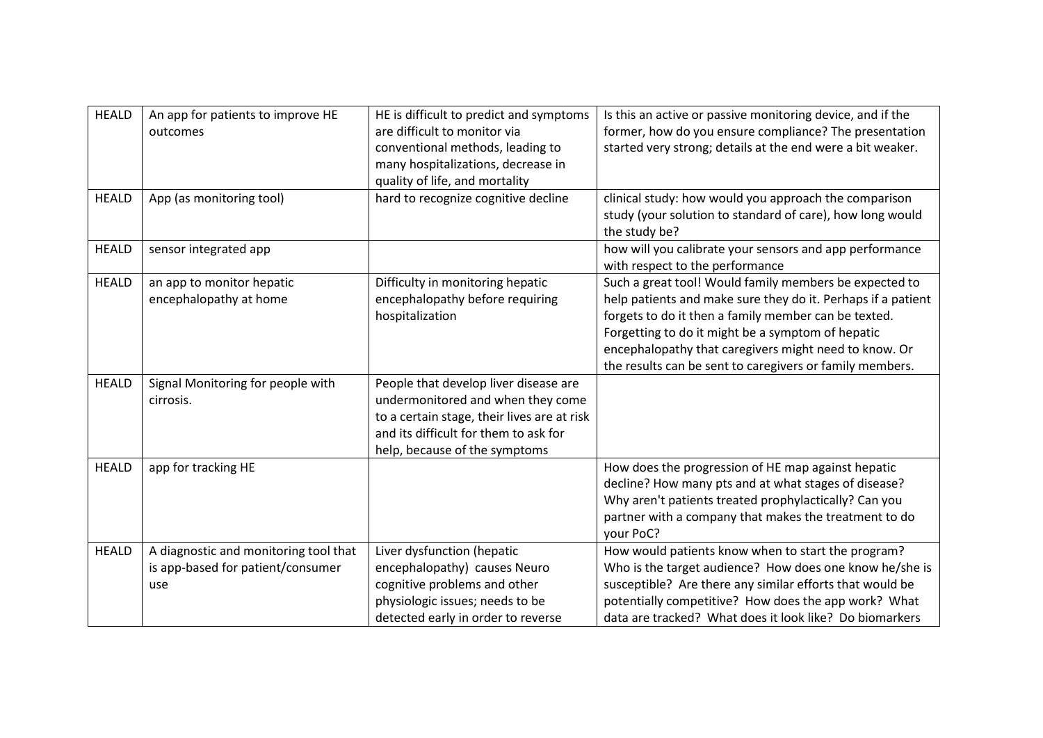| HEALD | An app for patients to improve HE outcomes | HE is difficult to predict and symptoms are difficult to monitor via conventional methods, leading to many hospitalizations, decrease in quality of life, and mortality | Is this an active or passive monitoring device, and if the former, how do you ensure compliance? The presentation started very strong; details at the end were a bit weaker. |
|---|---|---|---|
| HEALD | App (as monitoring tool) | hard to recognize cognitive decline | clinical study: how would you approach the comparison study (your solution to standard of care), how long would the study be? |
| HEALD | sensor integrated app | | how will you calibrate your sensors and app performance with respect to the performance |
| HEALD | an app to monitor hepatic encephalopathy at home | Difficulty in monitoring hepatic encephalopathy before requiring hospitalization | Such a great tool! Would family members be expected to help patients and make sure they do it. Perhaps if a patient forgets to do it then a family member can be texted. Forgetting to do it might be a symptom of hepatic encephalopathy that caregivers might need to know. Or the results can be sent to caregivers or family members. |
| HEALD | Signal Monitoring for people with cirrosis. | People that develop liver disease are undermonitored and when they come to a certain stage, their lives are at risk and its difficult for them to ask for help, because of the symptoms | |
| HEALD | app for tracking HE | | How does the progression of HE map against hepatic decline? How many pts and at what stages of disease? Why aren't patients treated prophylactically? Can you partner with a company that makes the treatment to do your PoC? |
| HEALD | A diagnostic and monitoring tool that is app-based for patient/consumer use | Liver dysfunction (hepatic encephalopathy) causes Neuro cognitive problems and other physiologic issues; needs to be detected early in order to reverse | How would patients know when to start the program? Who is the target audience? How does one know he/she is susceptible? Are there any similar efforts that would be potentially competitive? How does the app work? What data are tracked? What does it look like? Do biomarkers |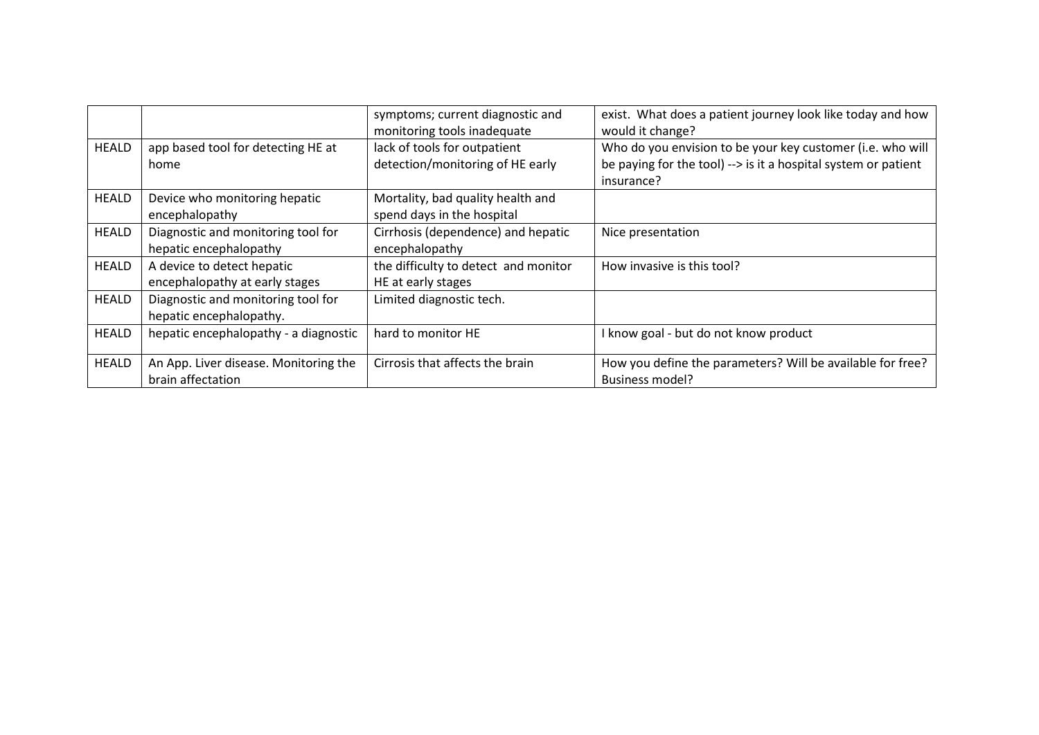| | | | |
|---|---|---|---|
| | | symptoms; current diagnostic and monitoring tools inadequate | exist. What does a patient journey look like today and how would it change? |
| HEALD | app based tool for detecting HE at home | lack of tools for outpatient detection/monitoring of HE early | Who do you envision to be your key customer (i.e. who will be paying for the tool) --> is it a hospital system or patient insurance? |
| HEALD | Device who monitoring hepatic encephalopathy | Mortality, bad quality health and spend days in the hospital | |
| HEALD | Diagnostic and monitoring tool for hepatic encephalopathy | Cirrhosis (dependence) and hepatic encephalopathy | Nice presentation |
| HEALD | A device to detect hepatic encephalopathy at early stages | the difficulty to detect and monitor HE at early stages | How invasive is this tool? |
| HEALD | Diagnostic and monitoring tool for hepatic encephalopathy. | Limited diagnostic tech. | |
| HEALD | hepatic encephalopathy - a diagnostic | hard to monitor HE | I know goal - but do not know product |
| HEALD | An App. Liver disease. Monitoring the brain affectation | Cirrosis that affects the brain | How you define the parameters? Will be available for free? Business model? |